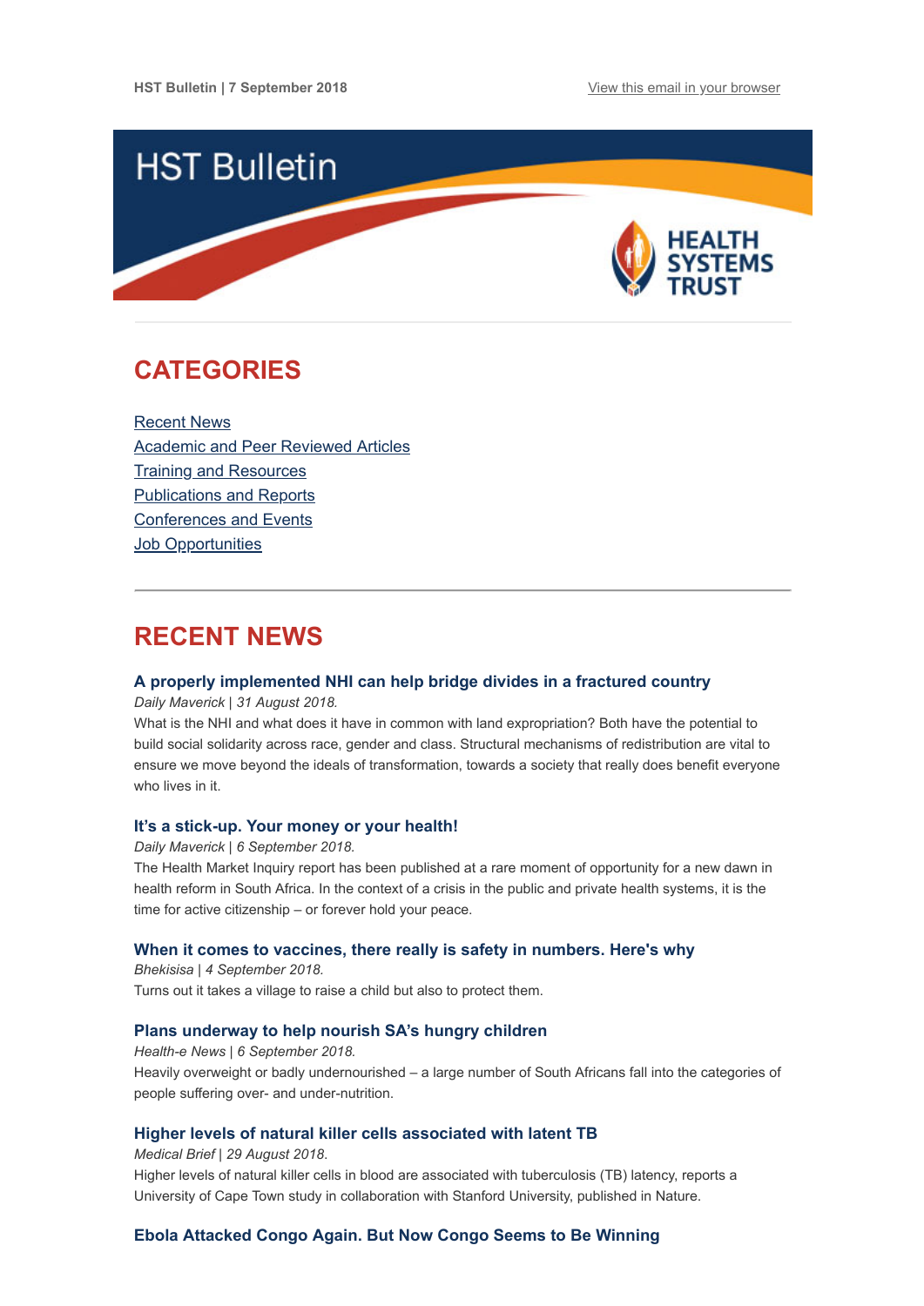HST Bulletin | 7 September 2018

View this email in your browser

# HST Bulletin

HEALTH SYSTEMS TRUST

## CATEGORIES

Recent News
Academic and Peer Reviewed Articles
Training and Resources
Publications and Reports
Conferences and Events
Job Opportunities

## RECENT NEWS

### A properly implemented NHI can help bridge divides in a fractured country

*Daily Maverick | 31 August 2018.*

What is the NHI and what does it have in common with land expropriation? Both have the potential to build social solidarity across race, gender and class. Structural mechanisms of redistribution are vital to ensure we move beyond the ideals of transformation, towards a society that really does benefit everyone who lives in it.

### It's a stick-up. Your money or your health!

*Daily Maverick | 6 September 2018.*

The Health Market Inquiry report has been published at a rare moment of opportunity for a new dawn in health reform in South Africa. In the context of a crisis in the public and private health systems, it is the time for active citizenship – or forever hold your peace.

### When it comes to vaccines, there really is safety in numbers. Here's why

*Bhekisisa | 4 September 2018.*

Turns out it takes a village to raise a child but also to protect them.

### Plans underway to help nourish SA's hungry children

*Health-e News | 6 September 2018.*

Heavily overweight or badly undernourished – a large number of South Africans fall into the categories of people suffering over- and under-nutrition.

### Higher levels of natural killer cells associated with latent TB

*Medical Brief | 29 August 2018.*

Higher levels of natural killer cells in blood are associated with tuberculosis (TB) latency, reports a University of Cape Town study in collaboration with Stanford University, published in Nature.

### Ebola Attacked Congo Again. But Now Congo Seems to Be Winning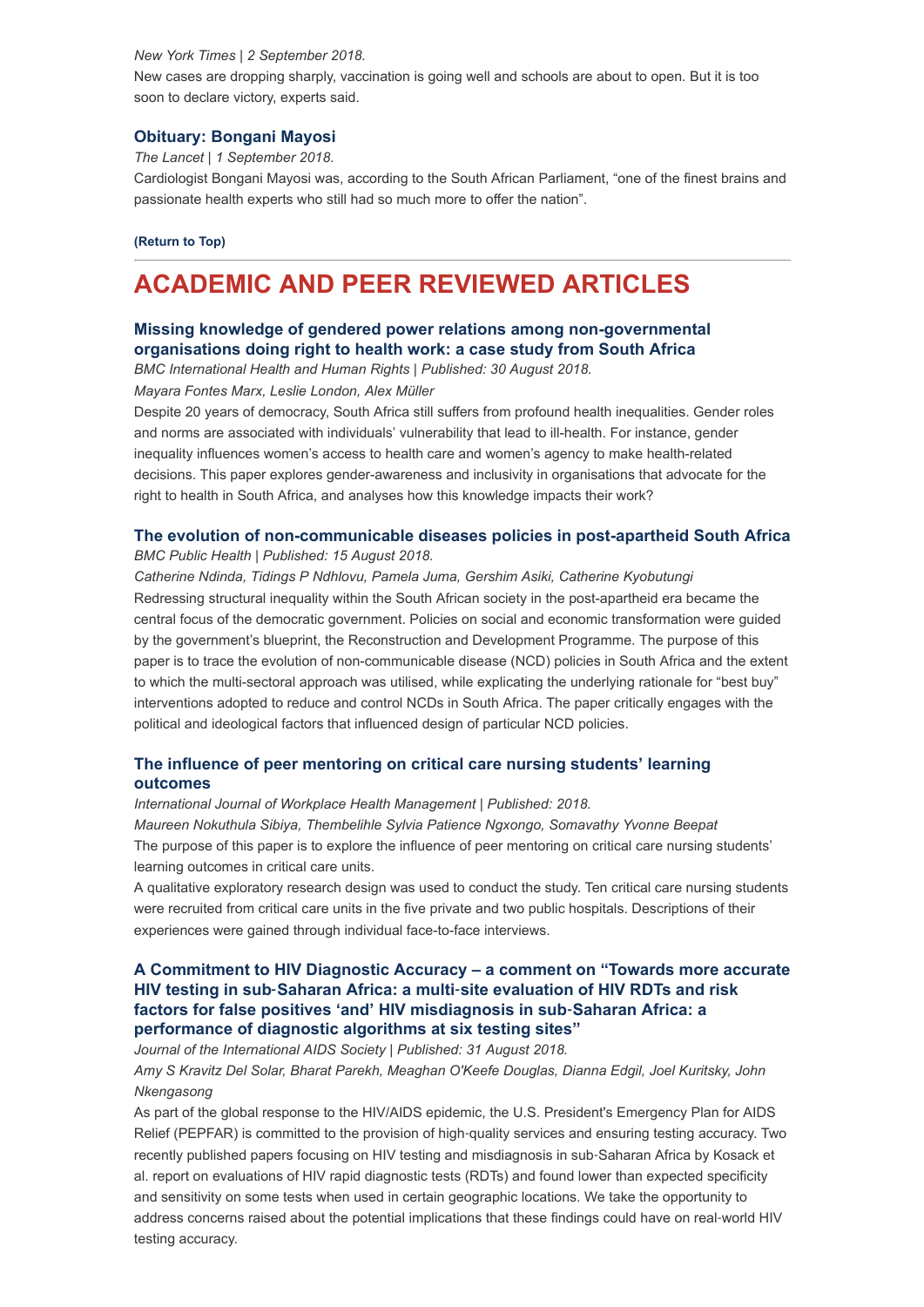*New York Times | 2 September 2018.*

New cases are dropping sharply, vaccination is going well and schools are about to open. But it is too soon to declare victory, experts said.

### Obituary: Bongani Mayosi

*The Lancet | 1 September 2018.*

Cardiologist Bongani Mayosi was, according to the South African Parliament, "one of the finest brains and passionate health experts who still had so much more to offer the nation".

**(Return to Top)**

---

# ACADEMIC AND PEER REVIEWED ARTICLES

### Missing knowledge of gendered power relations among non-governmental organisations doing right to health work: a case study from South Africa

*BMC International Health and Human Rights | Published: 30 August 2018.*

*Mayara Fontes Marx, Leslie London, Alex Müller*

Despite 20 years of democracy, South Africa still suffers from profound health inequalities. Gender roles and norms are associated with individuals' vulnerability that lead to ill-health. For instance, gender inequality influences women's access to health care and women's agency to make health-related decisions. This paper explores gender-awareness and inclusivity in organisations that advocate for the right to health in South Africa, and analyses how this knowledge impacts their work?

### The evolution of non-communicable diseases policies in post-apartheid South Africa

*BMC Public Health | Published: 15 August 2018.*

*Catherine Ndinda, Tidings P Ndhlovu, Pamela Juma, Gershim Asiki, Catherine Kyobutungi*

Redressing structural inequality within the South African society in the post-apartheid era became the central focus of the democratic government. Policies on social and economic transformation were guided by the government's blueprint, the Reconstruction and Development Programme. The purpose of this paper is to trace the evolution of non-communicable disease (NCD) policies in South Africa and the extent to which the multi-sectoral approach was utilised, while explicating the underlying rationale for "best buy" interventions adopted to reduce and control NCDs in South Africa. The paper critically engages with the political and ideological factors that influenced design of particular NCD policies.

### The influence of peer mentoring on critical care nursing students' learning outcomes

*International Journal of Workplace Health Management | Published: 2018.*

*Maureen Nokuthula Sibiya, Thembelihle Sylvia Patience Ngxongo, Somavathy Yvonne Beepat*

The purpose of this paper is to explore the influence of peer mentoring on critical care nursing students' learning outcomes in critical care units.

A qualitative exploratory research design was used to conduct the study. Ten critical care nursing students were recruited from critical care units in the five private and two public hospitals. Descriptions of their experiences were gained through individual face-to-face interviews.

### A Commitment to HIV Diagnostic Accuracy – a comment on "Towards more accurate HIV testing in sub‐Saharan Africa: a multi‐site evaluation of HIV RDTs and risk factors for false positives 'and' HIV misdiagnosis in sub‐Saharan Africa: a performance of diagnostic algorithms at six testing sites"

*Journal of the International AIDS Society | Published: 31 August 2018.*

*Amy S Kravitz Del Solar, Bharat Parekh, Meaghan O'Keefe Douglas, Dianna Edgil, Joel Kuritsky, John Nkengasong*

As part of the global response to the HIV/AIDS epidemic, the U.S. President's Emergency Plan for AIDS Relief (PEPFAR) is committed to the provision of high‐quality services and ensuring testing accuracy. Two recently published papers focusing on HIV testing and misdiagnosis in sub‐Saharan Africa by Kosack et al. report on evaluations of HIV rapid diagnostic tests (RDTs) and found lower than expected specificity and sensitivity on some tests when used in certain geographic locations. We take the opportunity to address concerns raised about the potential implications that these findings could have on real‐world HIV testing accuracy.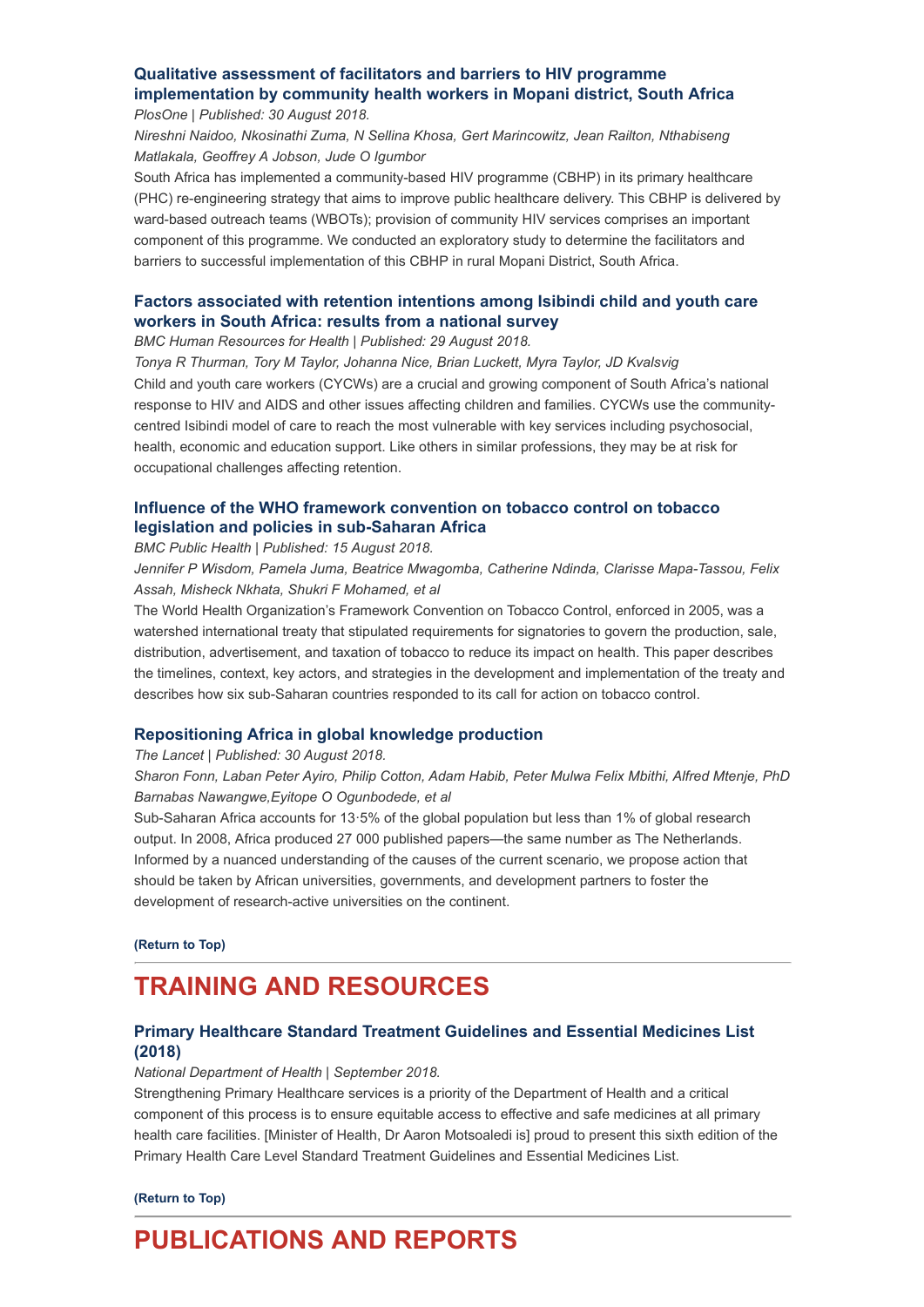### Qualitative assessment of facilitators and barriers to HIV programme implementation by community health workers in Mopani district, South Africa

*PlosOne | Published: 30 August 2018.*

*Nireshni Naidoo, Nkosinathi Zuma, N Sellina Khosa, Gert Marincowitz, Jean Railton, Nthabiseng Matlakala, Geoffrey A Jobson, Jude O Igumbor*

South Africa has implemented a community-based HIV programme (CBHP) in its primary healthcare (PHC) re-engineering strategy that aims to improve public healthcare delivery. This CBHP is delivered by ward-based outreach teams (WBOTs); provision of community HIV services comprises an important component of this programme. We conducted an exploratory study to determine the facilitators and barriers to successful implementation of this CBHP in rural Mopani District, South Africa.

### Factors associated with retention intentions among Isibindi child and youth care workers in South Africa: results from a national survey

*BMC Human Resources for Health | Published: 29 August 2018.*

*Tonya R Thurman, Tory M Taylor, Johanna Nice, Brian Luckett, Myra Taylor, JD Kvalsvig*

Child and youth care workers (CYCWs) are a crucial and growing component of South Africa's national response to HIV and AIDS and other issues affecting children and families. CYCWs use the community-centred Isibindi model of care to reach the most vulnerable with key services including psychosocial, health, economic and education support. Like others in similar professions, they may be at risk for occupational challenges affecting retention.

### Influence of the WHO framework convention on tobacco control on tobacco legislation and policies in sub-Saharan Africa

*BMC Public Health | Published: 15 August 2018.*

*Jennifer P Wisdom, Pamela Juma, Beatrice Mwagomba, Catherine Ndinda, Clarisse Mapa-Tassou, Felix Assah, Misheck Nkhata, Shukri F Mohamed, et al*

The World Health Organization's Framework Convention on Tobacco Control, enforced in 2005, was a watershed international treaty that stipulated requirements for signatories to govern the production, sale, distribution, advertisement, and taxation of tobacco to reduce its impact on health. This paper describes the timelines, context, key actors, and strategies in the development and implementation of the treaty and describes how six sub-Saharan countries responded to its call for action on tobacco control.

### Repositioning Africa in global knowledge production

*The Lancet | Published: 30 August 2018.*

*Sharon Fonn, Laban Peter Ayiro, Philip Cotton, Adam Habib, Peter Mulwa Felix Mbithi, Alfred Mtenje, PhD Barnabas Nawangwe,Eyitope O Ogunbodede, et al*

Sub-Saharan Africa accounts for 13·5% of the global population but less than 1% of global research output. In 2008, Africa produced 27 000 published papers—the same number as The Netherlands. Informed by a nuanced understanding of the causes of the current scenario, we propose action that should be taken by African universities, governments, and development partners to foster the development of research-active universities on the continent.

**(Return to Top)**

## TRAINING AND RESOURCES

### Primary Healthcare Standard Treatment Guidelines and Essential Medicines List (2018)

*National Department of Health | September 2018.*

Strengthening Primary Healthcare services is a priority of the Department of Health and a critical component of this process is to ensure equitable access to effective and safe medicines at all primary health care facilities. [Minister of Health, Dr Aaron Motsoaledi is] proud to present this sixth edition of the Primary Health Care Level Standard Treatment Guidelines and Essential Medicines List.

**(Return to Top)**

## PUBLICATIONS AND REPORTS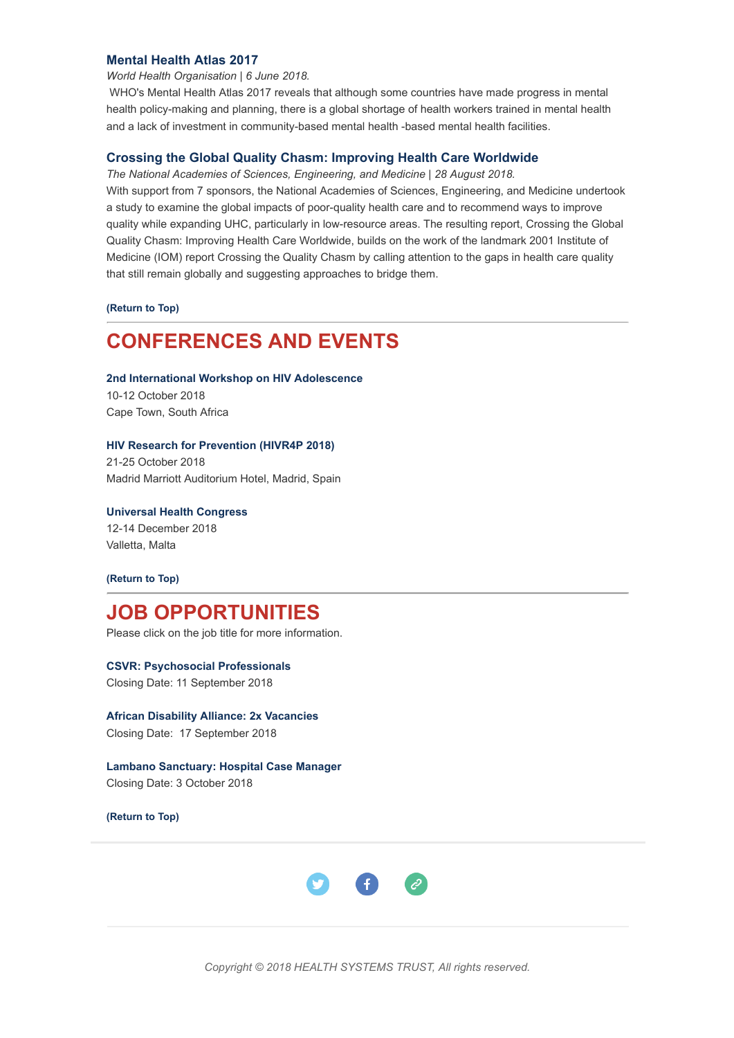### Mental Health Atlas 2017

*World Health Organisation | 6 June 2018.*

WHO's Mental Health Atlas 2017 reveals that although some countries have made progress in mental health policy-making and planning, there is a global shortage of health workers trained in mental health and a lack of investment in community-based mental health -based mental health facilities.

### Crossing the Global Quality Chasm: Improving Health Care Worldwide

*The National Academies of Sciences, Engineering, and Medicine | 28 August 2018.*

With support from 7 sponsors, the National Academies of Sciences, Engineering, and Medicine undertook a study to examine the global impacts of poor-quality health care and to recommend ways to improve quality while expanding UHC, particularly in low-resource areas. The resulting report, Crossing the Global Quality Chasm: Improving Health Care Worldwide, builds on the work of the landmark 2001 Institute of Medicine (IOM) report Crossing the Quality Chasm by calling attention to the gaps in health care quality that still remain globally and suggesting approaches to bridge them.

**(Return to Top)**

## CONFERENCES AND EVENTS

**2nd International Workshop on HIV Adolescence**
10-12 October 2018
Cape Town, South Africa

**HIV Research for Prevention (HIVR4P 2018)**
21-25 October 2018
Madrid Marriott Auditorium Hotel, Madrid, Spain

**Universal Health Congress**
12-14 December 2018
Valletta, Malta

**(Return to Top)**

## JOB OPPORTUNITIES

Please click on the job title for more information.

**CSVR: Psychosocial Professionals**
Closing Date: 11 September 2018

**African Disability Alliance: 2x Vacancies**
Closing Date: 17 September 2018

**Lambano Sanctuary: Hospital Case Manager**
Closing Date: 3 October 2018

**(Return to Top)**

*Copyright © 2018 HEALTH SYSTEMS TRUST, All rights reserved.*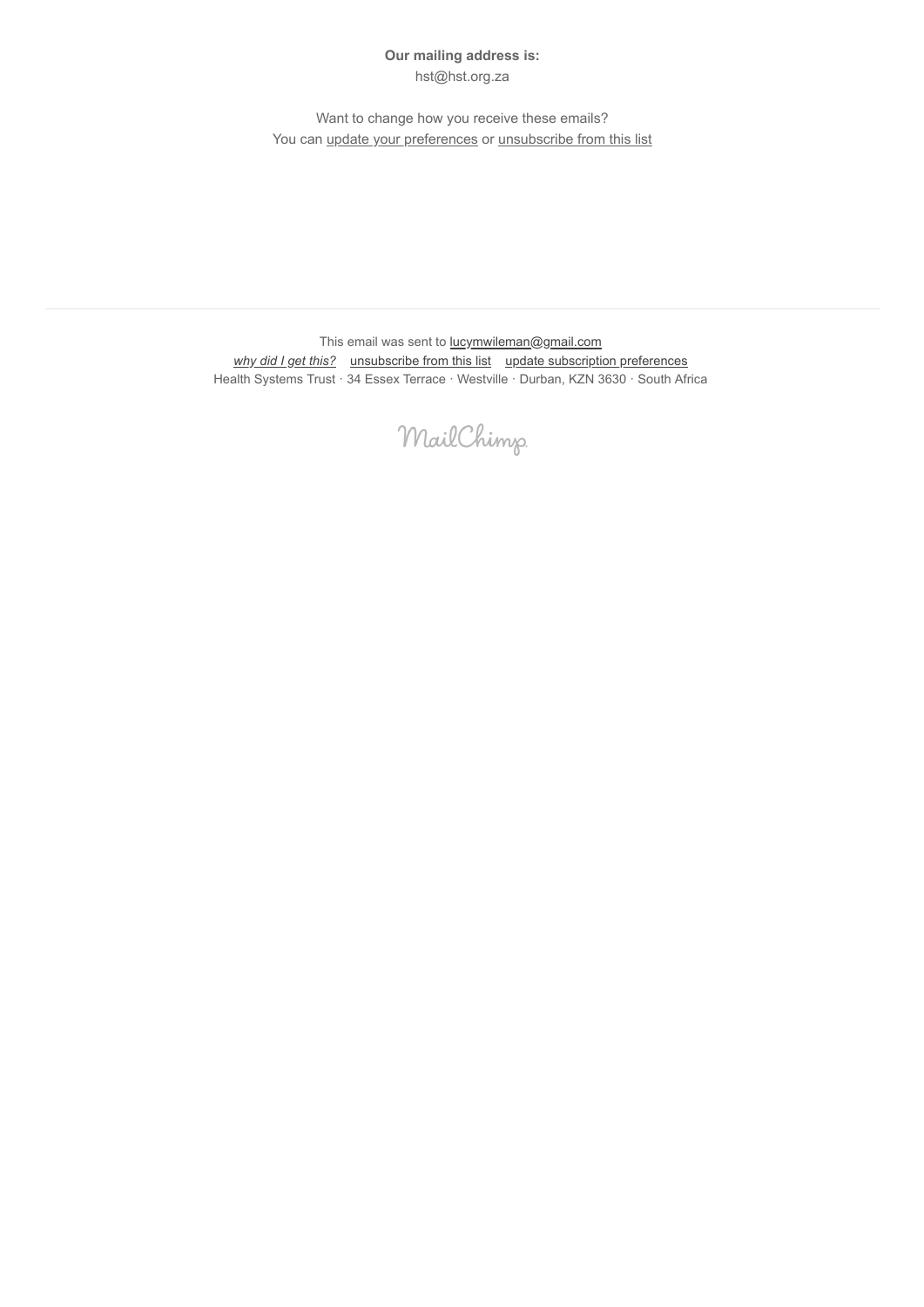**Our mailing address is:**
hst@hst.org.za

Want to change how you receive these emails?
You can update your preferences or unsubscribe from this list

This email was sent to lucymwileman@gmail.com
*why did I get this?* unsubscribe from this list update subscription preferences
Health Systems Trust · 34 Essex Terrace · Westville · Durban, KZN 3630 · South Africa

MailChimp